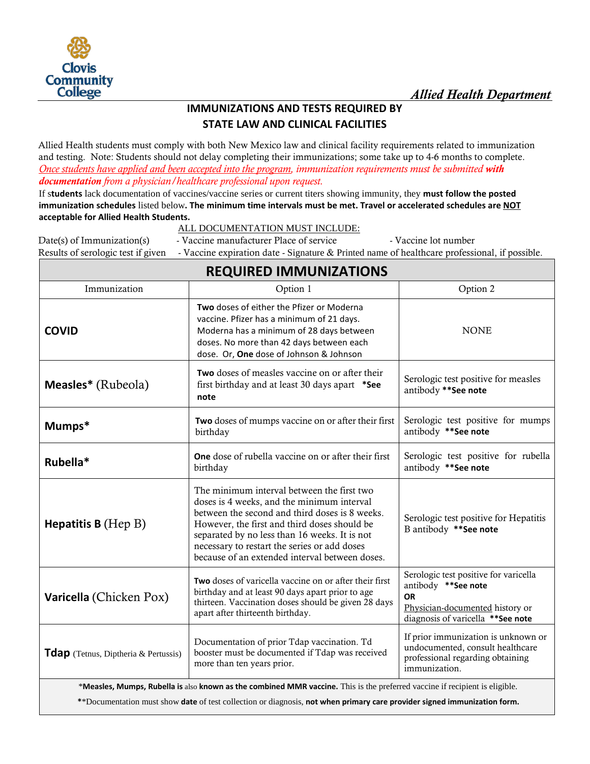Clovis Community College

*Allied Health Department*

## IMMUNIZATIONS AND TESTS REQUIRED BY STATE LAW AND CLINICAL FACILITIES

Allied Health students must comply with both New Mexico law and clinical facility requirements related to immunization and testing. Note: Students should not delay completing their immunizations; some take up to 4-6 months to complete. *Once students have applied and been accepted into the program, immunization requirements must be submitted **with documentation** from a physician/healthcare professional upon request.*

If s**tudents** lack documentation of vaccines/vaccine series or current titers showing immunity, they **must follow the posted immunization schedules** listed below**. The minimum time intervals must be met. Travel or accelerated schedules are NOT acceptable for Allied Health Students.**

ALL DOCUMENTATION MUST INCLUDE:

Date(s) of Immunization(s) - Vaccine manufacturer Place of service - Vaccine lot number

Results of serologic test if given - Vaccine expiration date - Signature & Printed name of healthcare professional, if possible.

## REQUIRED IMMUNIZATIONS

| Immunization | Option 1 | Option 2 |
|---|---|---|
| **COVID** | **Two** doses of either the Pfizer or Moderna vaccine. Pfizer has a minimum of 21 days. Moderna has a minimum of 28 days between doses. No more than 42 days between each dose. Or, **One** dose of Johnson & Johnson | NONE |
| **Measles*** (Rubeola) | **Two** doses of measles vaccine on or after their first birthday and at least 30 days apart **\*See note** | Serologic test positive for measles antibody **\*\*See note** |
| **Mumps*** | **Two** doses of mumps vaccine on or after their first birthday | Serologic test positive for mumps antibody **\*\*See note** |
| **Rubella*** | **One** dose of rubella vaccine on or after their first birthday | Serologic test positive for rubella antibody **\*\*See note** |
| **Hepatitis B** (Hep B) | The minimum interval between the first two doses is 4 weeks, and the minimum interval between the second and third doses is 8 weeks. However, the first and third doses should be separated by no less than 16 weeks. It is not necessary to restart the series or add doses because of an extended interval between doses. | Serologic test positive for Hepatitis B antibody **\*\*See note** |
| **Varicella** (Chicken Pox) | **Two** doses of varicella vaccine on or after their first birthday and at least 90 days apart prior to age thirteen. Vaccination doses should be given 28 days apart after thirteenth birthday. | Serologic test positive for varicella antibody **\*\*See note** **OR** Physician-documented history or diagnosis of varicella **\*\*See note** |
| **Tdap** (Tetnus, Diptheria & Pertussis) | Documentation of prior Tdap vaccination. Td booster must be documented if Tdap was received more than ten years prior. | If prior immunization is unknown or undocumented, consult healthcare professional regarding obtaining immunization. |

\***Measles, Mumps, Rubella is** also **known as the combined MMR vaccine.** This is the preferred vaccine if recipient is eligible.

\*\*Documentation must show **date** of test collection or diagnosis, **not when primary care provider signed immunization form.**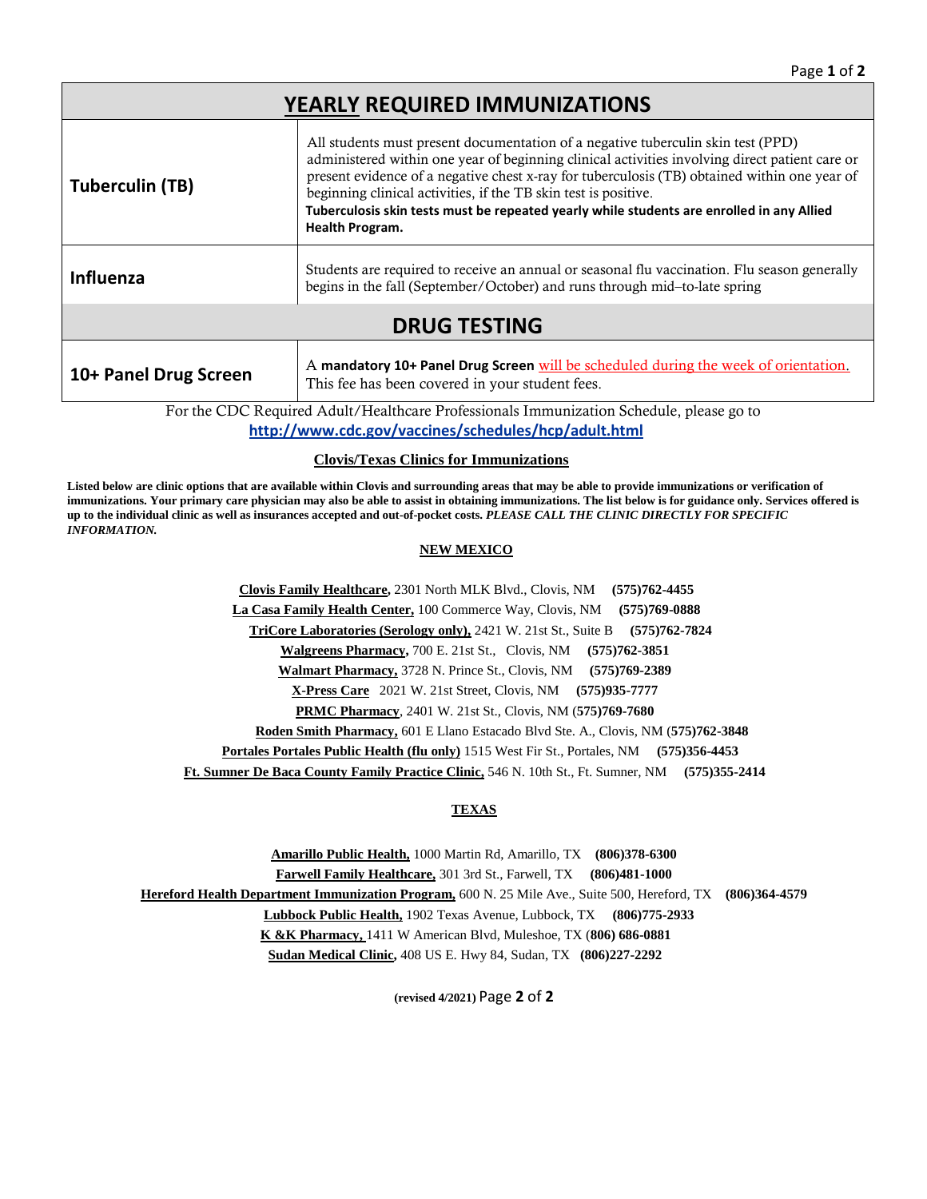| YEARLY REQUIRED IMMUNIZATIONS | |
|---|---|
| **Tuberculin (TB)** | All students must present documentation of a negative tuberculin skin test (PPD) administered within one year of beginning clinical activities involving direct patient care or present evidence of a negative chest x-ray for tuberculosis (TB) obtained within one year of beginning clinical activities, if the TB skin test is positive. **Tuberculosis skin tests must be repeated yearly while students are enrolled in any Allied Health Program.** |
| **Influenza** | Students are required to receive an annual or seasonal flu vaccination. Flu season generally begins in the fall (September/October) and runs through mid–to-late spring |
| **DRUG TESTING** | |
| **10+ Panel Drug Screen** | A **mandatory 10+ Panel Drug Screen** will be scheduled during the week of orientation. This fee has been covered in your student fees. |

For the CDC Required Adult/Healthcare Professionals Immunization Schedule, please go to
**http://www.cdc.gov/vaccines/schedules/hcp/adult.html**

## Clovis/Texas Clinics for Immunizations

**Listed below are clinic options that are available within Clovis and surrounding areas that may be able to provide immunizations or verification of immunizations. Your primary care physician may also be able to assist in obtaining immunizations. The list below is for guidance only. Services offered is up to the individual clinic as well as insurances accepted and out-of-pocket costs. *PLEASE CALL THE CLINIC DIRECTLY FOR SPECIFIC INFORMATION.***

### NEW MEXICO

**Clovis Family Healthcare,** 2301 North MLK Blvd., Clovis, NM **(575)762-4455**

**La Casa Family Health Center,** 100 Commerce Way, Clovis, NM **(575)769-0888**

**TriCore Laboratories (Serology only),** 2421 W. 21st St., Suite B **(575)762-7824**

**Walgreens Pharmacy,** 700 E. 21st St., Clovis, NM **(575)762-3851**

**Walmart Pharmacy,** 3728 N. Prince St., Clovis, NM **(575)769-2389**

**X-Press Care** 2021 W. 21st Street, Clovis, NM **(575)935-7777**

**PRMC Pharmacy**, 2401 W. 21st St., Clovis, NM **(575)769-7680**

**Roden Smith Pharmacy,** 601 E Llano Estacado Blvd Ste. A., Clovis, NM (**575)762-3848**

**Portales Portales Public Health (flu only)** 1515 West Fir St., Portales, NM **(575)356-4453**

**Ft. Sumner De Baca County Family Practice Clinic,** 546 N. 10th St., Ft. Sumner, NM **(575)355-2414**

### TEXAS

**Amarillo Public Health,** 1000 Martin Rd, Amarillo, TX **(806)378-6300**

**Farwell Family Healthcare,** 301 3rd St., Farwell, TX **(806)481-1000**

**Hereford Health Department Immunization Program,** 600 N. 25 Mile Ave., Suite 500, Hereford, TX **(806)364-4579**

**Lubbock Public Health,** 1902 Texas Avenue, Lubbock, TX **(806)775-2933**

**K &K Pharmacy,** 1411 W American Blvd, Muleshoe, TX (**806) 686-0881**

**Sudan Medical Clinic,** 408 US E. Hwy 84, Sudan, TX **(806)227-2292**

**(revised 4/2021)**